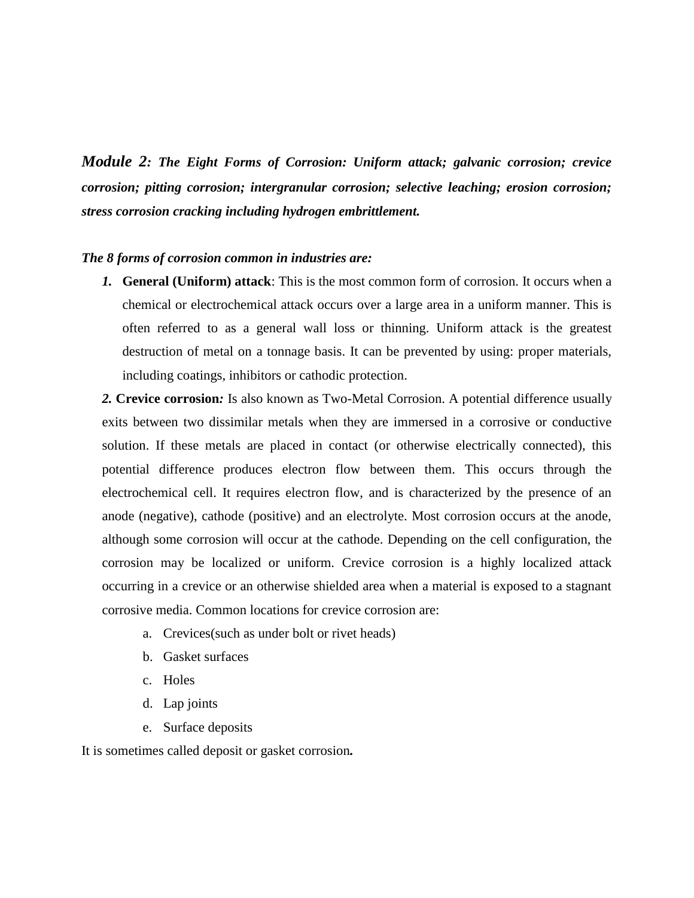***Module 2**: The Eight Forms of Corrosion: Uniform attack; galvanic corrosion; crevice corrosion; pitting corrosion; intergranular corrosion; selective leaching; erosion corrosion; stress corrosion cracking including hydrogen embrittlement.*

***The 8 forms of corrosion common in industries are:***

1. **General (Uniform) attack**: This is the most common form of corrosion. It occurs when a chemical or electrochemical attack occurs over a large area in a uniform manner. This is often referred to as a general wall loss or thinning. Uniform attack is the greatest destruction of metal on a tonnage basis. It can be prevented by using: proper materials, including coatings, inhibitors or cathodic protection.

2. **Crevice corrosion*:*** Is also known as Two-Metal Corrosion. A potential difference usually exits between two dissimilar metals when they are immersed in a corrosive or conductive solution. If these metals are placed in contact (or otherwise electrically connected), this potential difference produces electron flow between them. This occurs through the electrochemical cell. It requires electron flow, and is characterized by the presence of an anode (negative), cathode (positive) and an electrolyte. Most corrosion occurs at the anode, although some corrosion will occur at the cathode. Depending on the cell configuration, the corrosion may be localized or uniform. Crevice corrosion is a highly localized attack occurring in a crevice or an otherwise shielded area when a material is exposed to a stagnant corrosive media. Common locations for crevice corrosion are:

    a. Crevices(such as under bolt or rivet heads)
    b. Gasket surfaces
    c. Holes
    d. Lap joints
    e. Surface deposits

It is sometimes called deposit or gasket corrosion**.**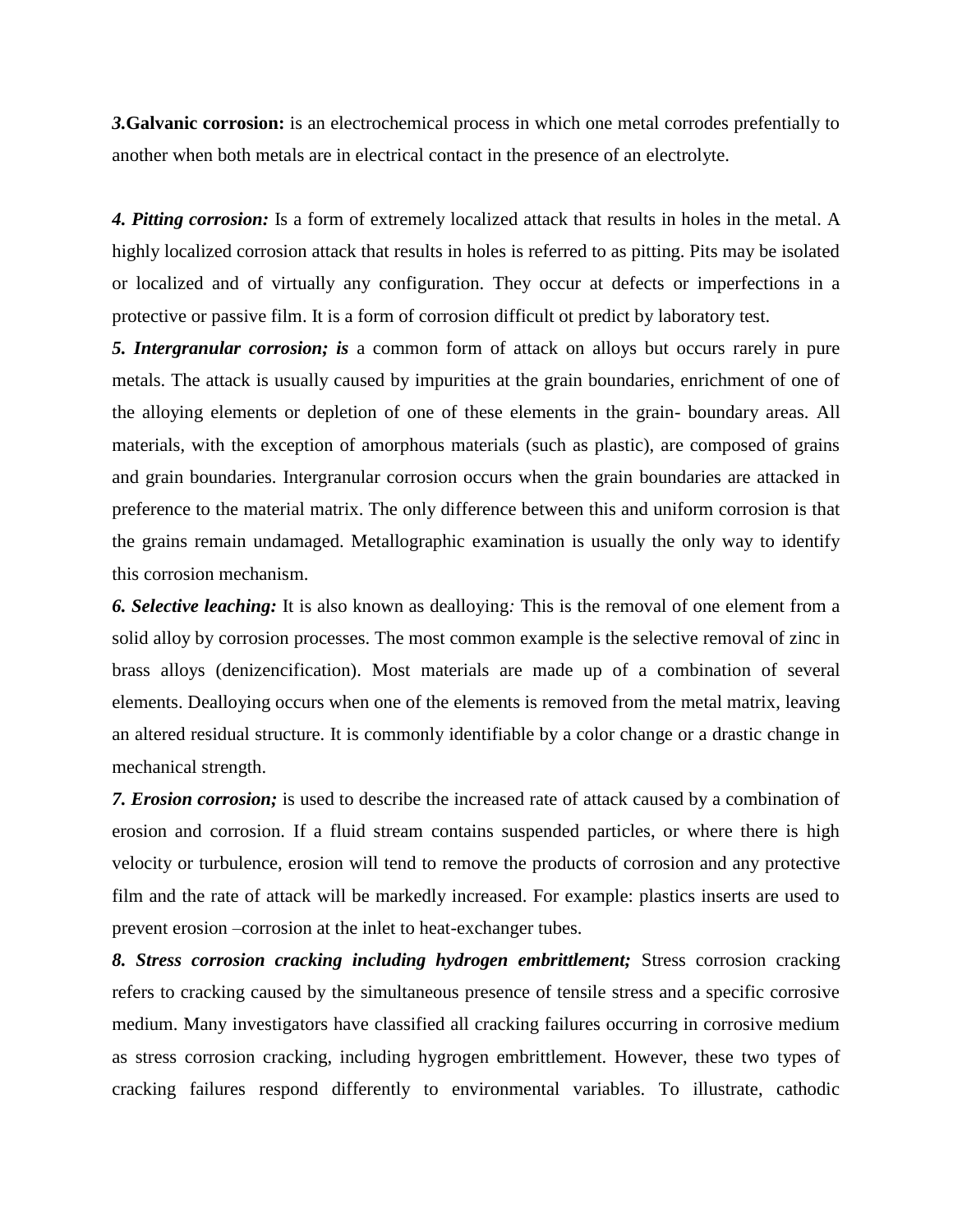***3.*Galvanic corrosion:** is an electrochemical process in which one metal corrodes prefentially to another when both metals are in electrical contact in the presence of an electrolyte.

***4. Pitting corrosion:*** Is a form of extremely localized attack that results in holes in the metal. A highly localized corrosion attack that results in holes is referred to as pitting. Pits may be isolated or localized and of virtually any configuration. They occur at defects or imperfections in a protective or passive film. It is a form of corrosion difficult ot predict by laboratory test.

***5. Intergranular corrosion; is*** a common form of attack on alloys but occurs rarely in pure metals. The attack is usually caused by impurities at the grain boundaries, enrichment of one of the alloying elements or depletion of one of these elements in the grain- boundary areas. All materials, with the exception of amorphous materials (such as plastic), are composed of grains and grain boundaries. Intergranular corrosion occurs when the grain boundaries are attacked in preference to the material matrix. The only difference between this and uniform corrosion is that the grains remain undamaged. Metallographic examination is usually the only way to identify this corrosion mechanism.

***6. Selective leaching:*** It is also known as dealloying*:* This is the removal of one element from a solid alloy by corrosion processes. The most common example is the selective removal of zinc in brass alloys (denizencification). Most materials are made up of a combination of several elements. Dealloying occurs when one of the elements is removed from the metal matrix, leaving an altered residual structure. It is commonly identifiable by a color change or a drastic change in mechanical strength.

***7. Erosion corrosion;*** is used to describe the increased rate of attack caused by a combination of erosion and corrosion. If a fluid stream contains suspended particles, or where there is high velocity or turbulence, erosion will tend to remove the products of corrosion and any protective film and the rate of attack will be markedly increased. For example: plastics inserts are used to prevent erosion –corrosion at the inlet to heat-exchanger tubes.

***8. Stress corrosion cracking including hydrogen embrittlement;*** Stress corrosion cracking refers to cracking caused by the simultaneous presence of tensile stress and a specific corrosive medium. Many investigators have classified all cracking failures occurring in corrosive medium as stress corrosion cracking, including hygrogen embrittlement. However, these two types of cracking failures respond differently to environmental variables. To illustrate, cathodic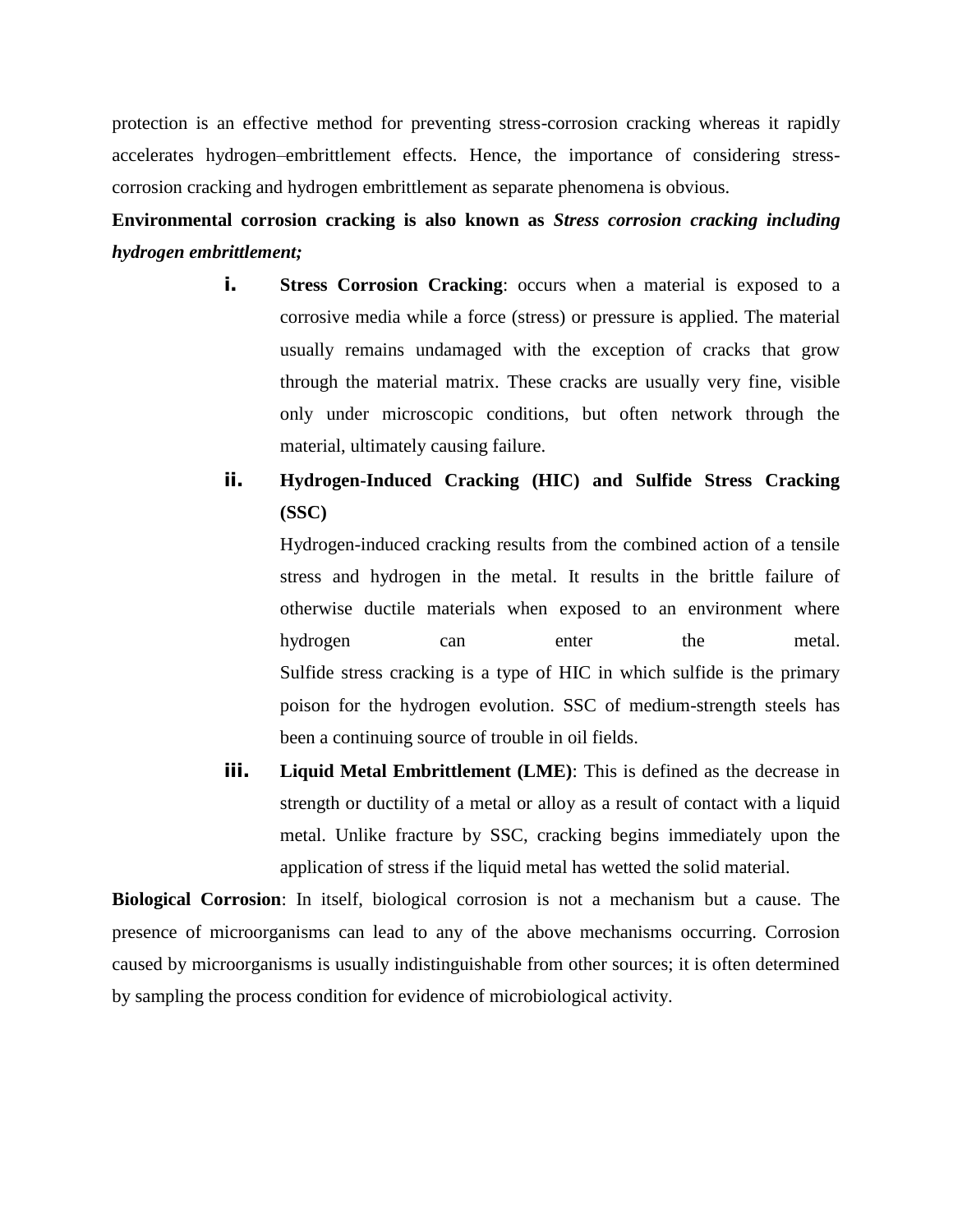protection is an effective method for preventing stress-corrosion cracking whereas it rapidly accelerates hydrogen–embrittlement effects. Hence, the importance of considering stress-corrosion cracking and hydrogen embrittlement as separate phenomena is obvious.

**Environmental corrosion cracking is also known as *Stress corrosion cracking including hydrogen embrittlement;***

i. **Stress Corrosion Cracking**: occurs when a material is exposed to a corrosive media while a force (stress) or pressure is applied. The material usually remains undamaged with the exception of cracks that grow through the material matrix. These cracks are usually very fine, visible only under microscopic conditions, but often network through the material, ultimately causing failure.

ii. **Hydrogen-Induced Cracking (HIC) and Sulfide Stress Cracking (SSC)**

   Hydrogen-induced cracking results from the combined action of a tensile stress and hydrogen in the metal. It results in the brittle failure of otherwise ductile materials when exposed to an environment where hydrogen can enter the metal.
   Sulfide stress cracking is a type of HIC in which sulfide is the primary poison for the hydrogen evolution. SSC of medium-strength steels has been a continuing source of trouble in oil fields.

iii. **Liquid Metal Embrittlement (LME)**: This is defined as the decrease in strength or ductility of a metal or alloy as a result of contact with a liquid metal. Unlike fracture by SSC, cracking begins immediately upon the application of stress if the liquid metal has wetted the solid material.

**Biological Corrosion**: In itself, biological corrosion is not a mechanism but a cause. The presence of microorganisms can lead to any of the above mechanisms occurring. Corrosion caused by microorganisms is usually indistinguishable from other sources; it is often determined by sampling the process condition for evidence of microbiological activity.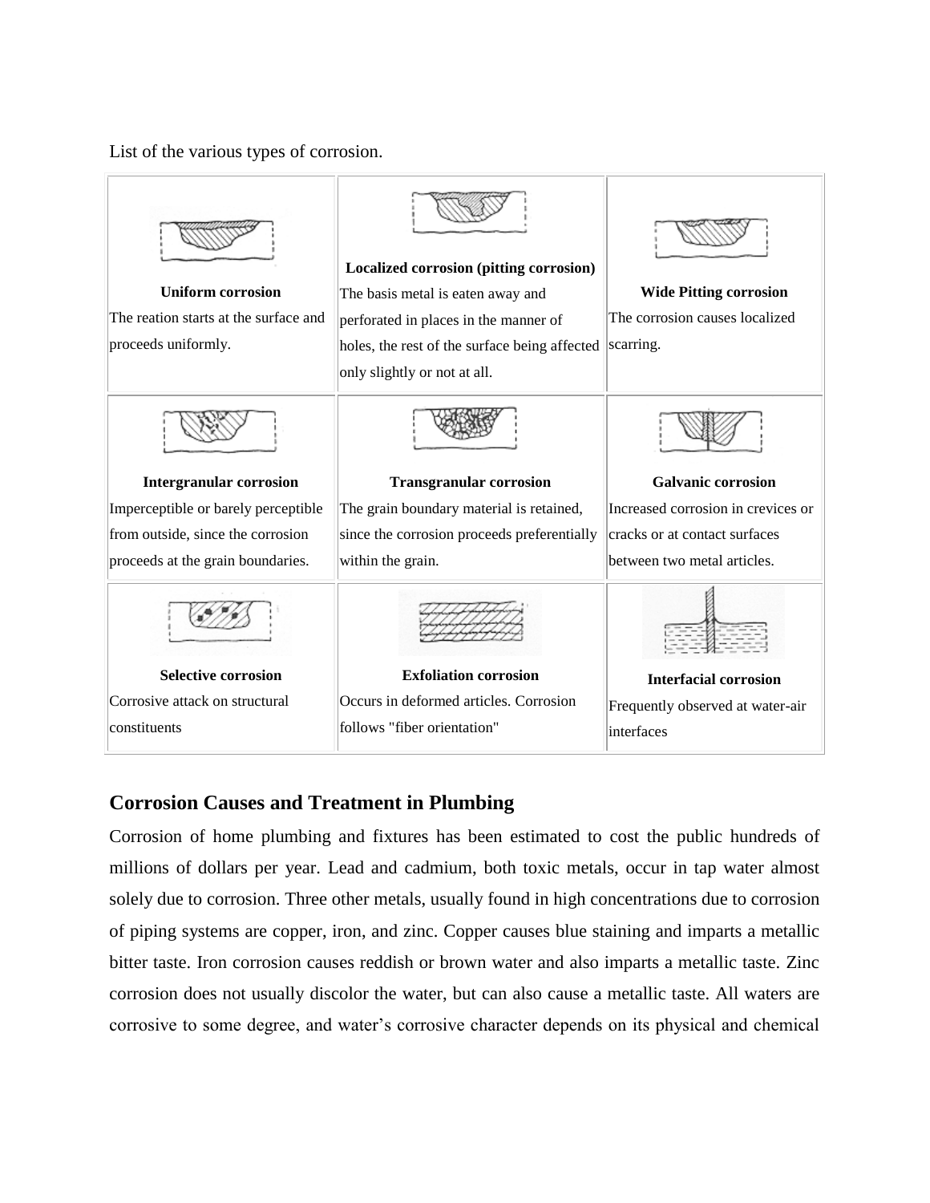List of the various types of corrosion.

| | | |
|---|---|---|
| **Uniform corrosion**<br>The reation starts at the surface and proceeds uniformly. | **Localized corrosion (pitting corrosion)**<br>The basis metal is eaten away and perforated in places in the manner of holes, the rest of the surface being affected only slightly or not at all. | **Wide Pitting corrosion**<br>The corrosion causes localized scarring. |
| **Intergranular corrosion**<br>Imperceptible or barely perceptible from outside, since the corrosion proceeds at the grain boundaries. | **Transgranular corrosion**<br>The grain boundary material is retained, since the corrosion proceeds preferentially within the grain. | **Galvanic corrosion**<br>Increased corrosion in crevices or cracks or at contact surfaces between two metal articles. |
| **Selective corrosion**<br>Corrosive attack on structural constituents | **Exfoliation corrosion**<br>Occurs in deformed articles. Corrosion follows "fiber orientation" | **Interfacial corrosion**<br>Frequently observed at water-air interfaces |

## Corrosion Causes and Treatment in Plumbing

Corrosion of home plumbing and fixtures has been estimated to cost the public hundreds of millions of dollars per year. Lead and cadmium, both toxic metals, occur in tap water almost solely due to corrosion. Three other metals, usually found in high concentrations due to corrosion of piping systems are copper, iron, and zinc. Copper causes blue staining and imparts a metallic bitter taste. Iron corrosion causes reddish or brown water and also imparts a metallic taste. Zinc corrosion does not usually discolor the water, but can also cause a metallic taste. All waters are corrosive to some degree, and water's corrosive character depends on its physical and chemical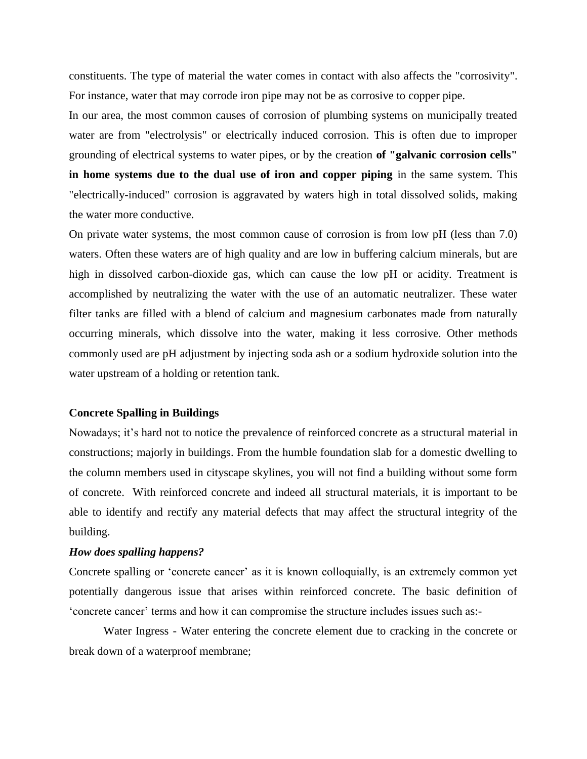constituents. The type of material the water comes in contact with also affects the "corrosivity". For instance, water that may corrode iron pipe may not be as corrosive to copper pipe.

In our area, the most common causes of corrosion of plumbing systems on municipally treated water are from "electrolysis" or electrically induced corrosion. This is often due to improper grounding of electrical systems to water pipes, or by the creation **of "galvanic corrosion cells" in home systems due to the dual use of iron and copper piping** in the same system. This "electrically-induced" corrosion is aggravated by waters high in total dissolved solids, making the water more conductive.

On private water systems, the most common cause of corrosion is from low pH (less than 7.0) waters. Often these waters are of high quality and are low in buffering calcium minerals, but are high in dissolved carbon-dioxide gas, which can cause the low pH or acidity. Treatment is accomplished by neutralizing the water with the use of an automatic neutralizer. These water filter tanks are filled with a blend of calcium and magnesium carbonates made from naturally occurring minerals, which dissolve into the water, making it less corrosive. Other methods commonly used are pH adjustment by injecting soda ash or a sodium hydroxide solution into the water upstream of a holding or retention tank.

**Concrete Spalling in Buildings**

Nowadays; it's hard not to notice the prevalence of reinforced concrete as a structural material in constructions; majorly in buildings. From the humble foundation slab for a domestic dwelling to the column members used in cityscape skylines, you will not find a building without some form of concrete. With reinforced concrete and indeed all structural materials, it is important to be able to identify and rectify any material defects that may affect the structural integrity of the building.

***How does spalling happens?***

Concrete spalling or 'concrete cancer' as it is known colloquially, is an extremely common yet potentially dangerous issue that arises within reinforced concrete. The basic definition of 'concrete cancer' terms and how it can compromise the structure includes issues such as:-

Water Ingress - Water entering the concrete element due to cracking in the concrete or break down of a waterproof membrane;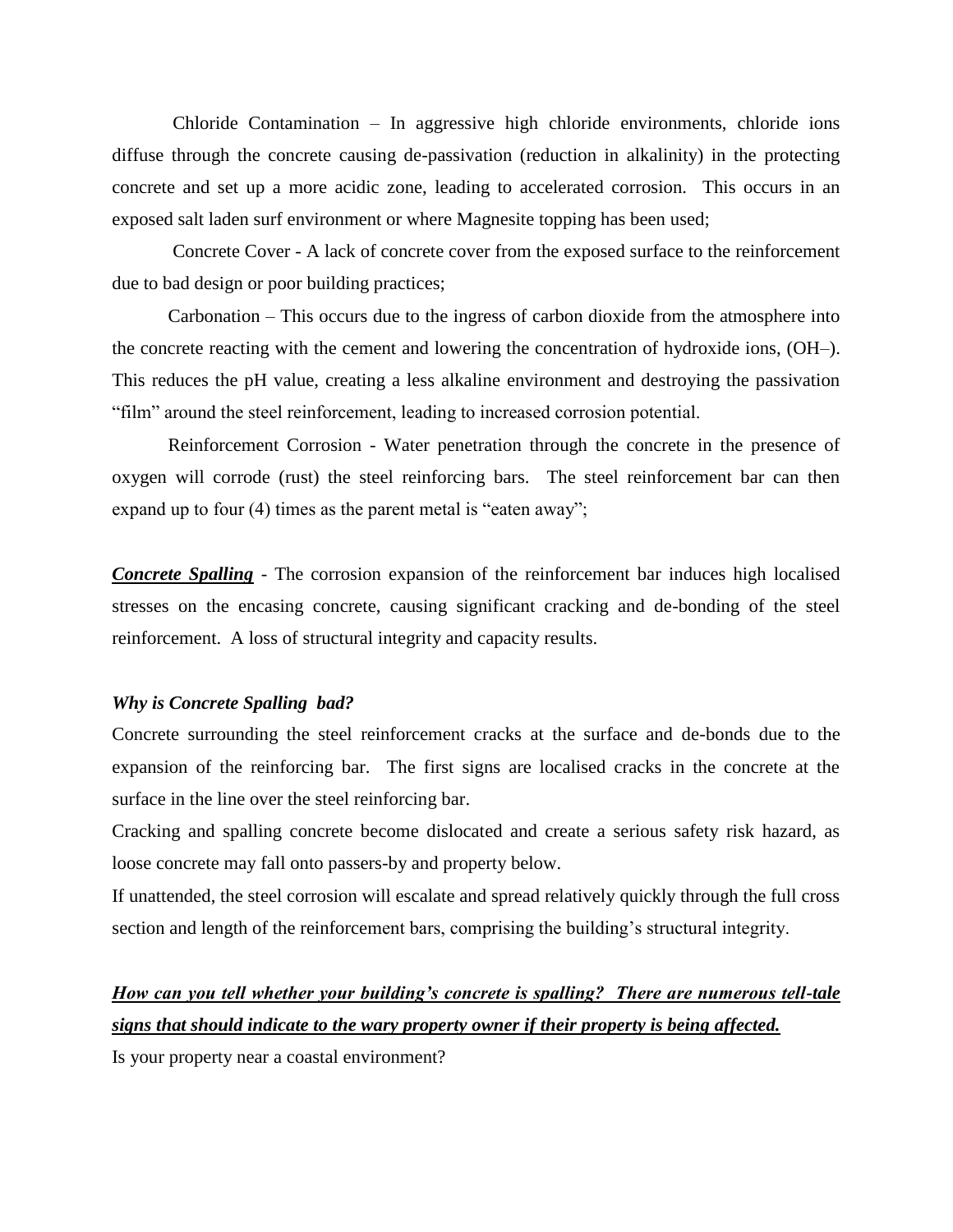Chloride Contamination – In aggressive high chloride environments, chloride ions diffuse through the concrete causing de-passivation (reduction in alkalinity) in the protecting concrete and set up a more acidic zone, leading to accelerated corrosion. This occurs in an exposed salt laden surf environment or where Magnesite topping has been used;

Concrete Cover - A lack of concrete cover from the exposed surface to the reinforcement due to bad design or poor building practices;

Carbonation – This occurs due to the ingress of carbon dioxide from the atmosphere into the concrete reacting with the cement and lowering the concentration of hydroxide ions, ($OH^–$). This reduces the pH value, creating a less alkaline environment and destroying the passivation "film" around the steel reinforcement, leading to increased corrosion potential.

Reinforcement Corrosion - Water penetration through the concrete in the presence of oxygen will corrode (rust) the steel reinforcing bars. The steel reinforcement bar can then expand up to four (4) times as the parent metal is "eaten away";

***<u>Concrete Spalling</u>*** - The corrosion expansion of the reinforcement bar induces high localised stresses on the encasing concrete, causing significant cracking and de-bonding of the steel reinforcement. A loss of structural integrity and capacity results.

***Why is Concrete Spalling bad?***

Concrete surrounding the steel reinforcement cracks at the surface and de-bonds due to the expansion of the reinforcing bar. The first signs are localised cracks in the concrete at the surface in the line over the steel reinforcing bar.

Cracking and spalling concrete become dislocated and create a serious safety risk hazard, as loose concrete may fall onto passers-by and property below.

If unattended, the steel corrosion will escalate and spread relatively quickly through the full cross section and length of the reinforcement bars, comprising the building's structural integrity.

***<u>How can you tell whether your building's concrete is spalling? There are numerous tell-tale signs that should indicate to the wary property owner if their property is being affected.</u>***

Is your property near a coastal environment?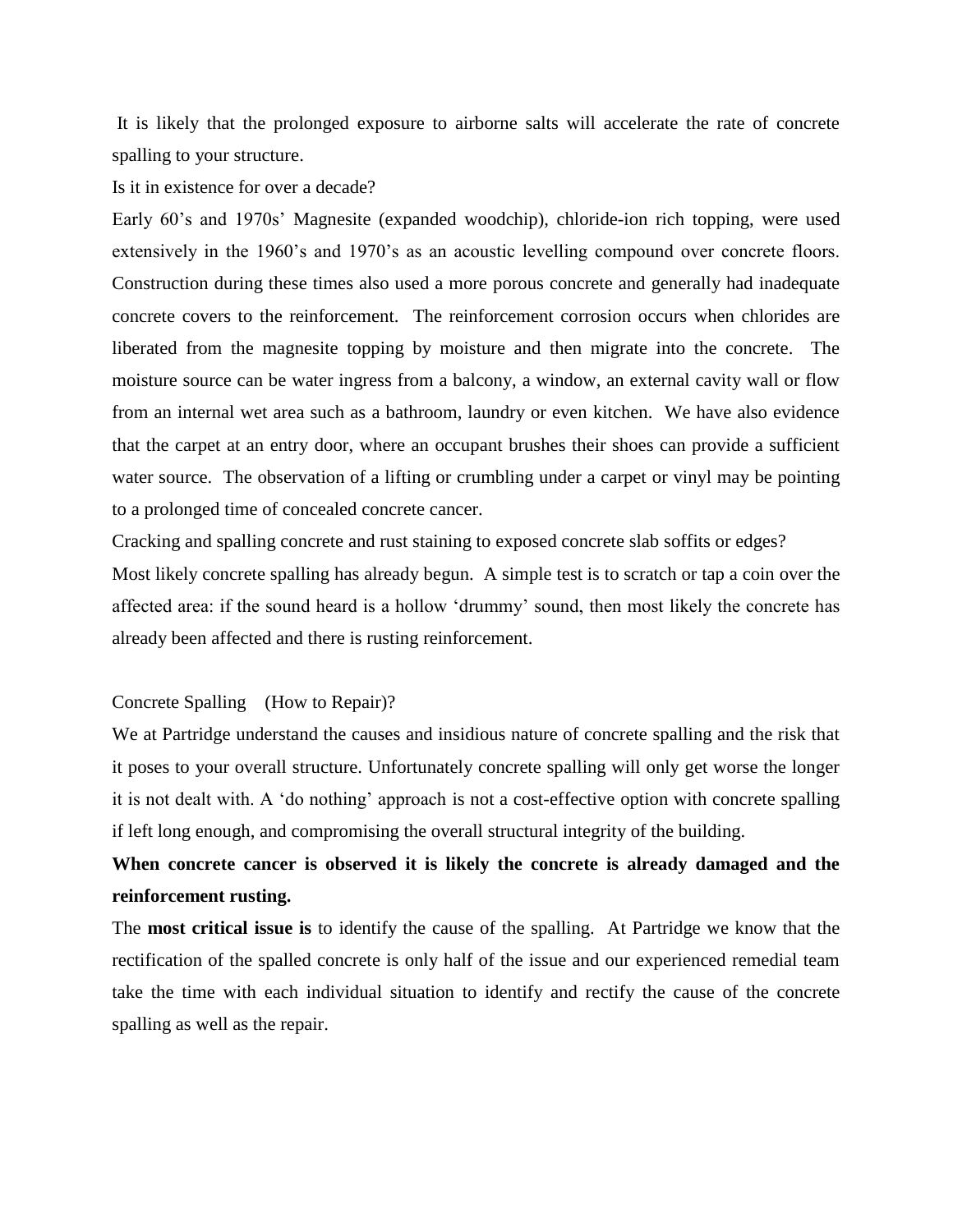It is likely that the prolonged exposure to airborne salts will accelerate the rate of concrete spalling to your structure.

Is it in existence for over a decade?

Early 60's and 1970s' Magnesite (expanded woodchip), chloride-ion rich topping, were used extensively in the 1960's and 1970's as an acoustic levelling compound over concrete floors. Construction during these times also used a more porous concrete and generally had inadequate concrete covers to the reinforcement. The reinforcement corrosion occurs when chlorides are liberated from the magnesite topping by moisture and then migrate into the concrete. The moisture source can be water ingress from a balcony, a window, an external cavity wall or flow from an internal wet area such as a bathroom, laundry or even kitchen. We have also evidence that the carpet at an entry door, where an occupant brushes their shoes can provide a sufficient water source. The observation of a lifting or crumbling under a carpet or vinyl may be pointing to a prolonged time of concealed concrete cancer.

Cracking and spalling concrete and rust staining to exposed concrete slab soffits or edges?

Most likely concrete spalling has already begun. A simple test is to scratch or tap a coin over the affected area: if the sound heard is a hollow 'drummy' sound, then most likely the concrete has already been affected and there is rusting reinforcement.

Concrete Spalling (How to Repair)?

We at Partridge understand the causes and insidious nature of concrete spalling and the risk that it poses to your overall structure. Unfortunately concrete spalling will only get worse the longer it is not dealt with. A 'do nothing' approach is not a cost-effective option with concrete spalling if left long enough, and compromising the overall structural integrity of the building.

**When concrete cancer is observed it is likely the concrete is already damaged and the reinforcement rusting.**

The **most critical issue is** to identify the cause of the spalling. At Partridge we know that the rectification of the spalled concrete is only half of the issue and our experienced remedial team take the time with each individual situation to identify and rectify the cause of the concrete spalling as well as the repair.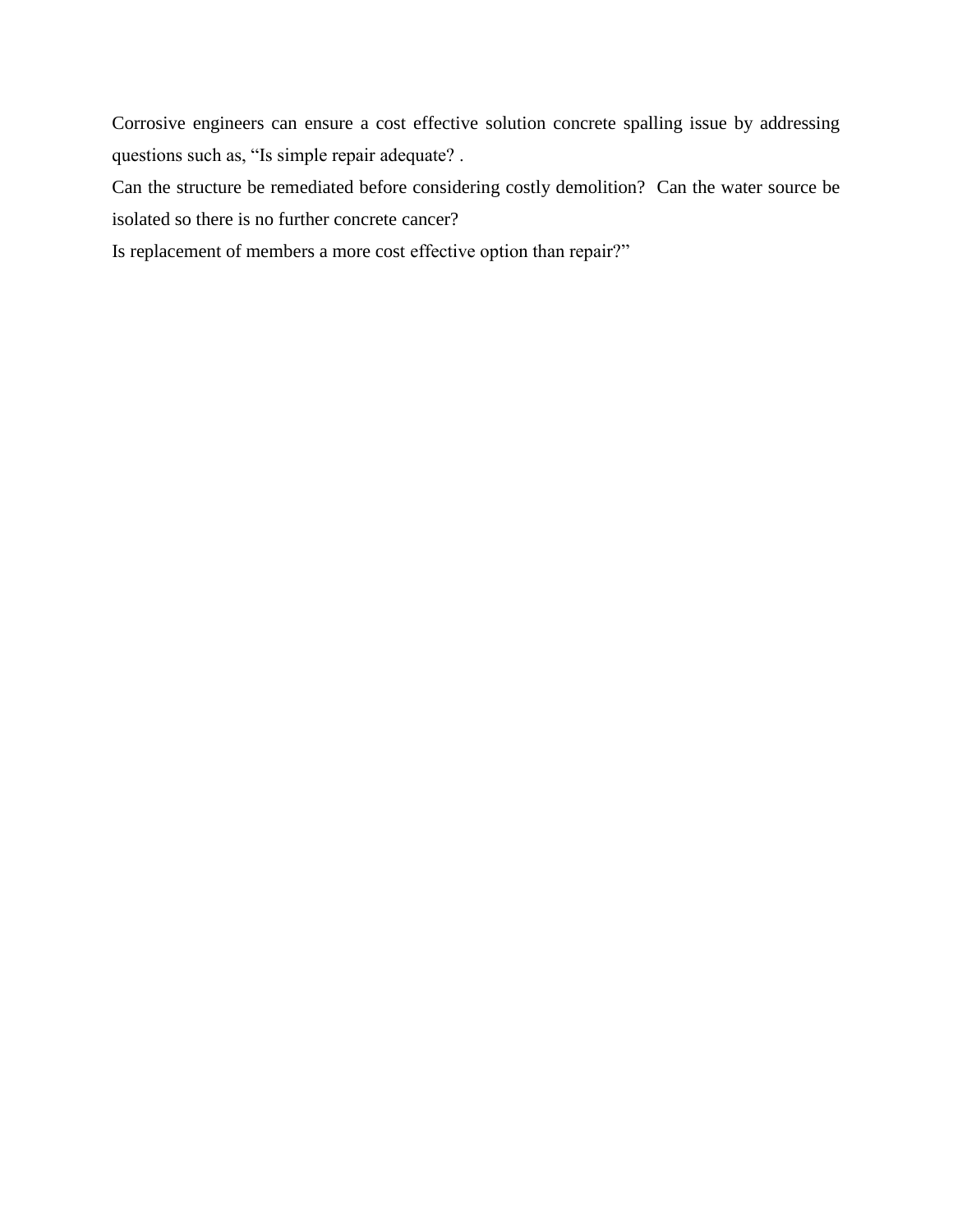Corrosive engineers can ensure a cost effective solution concrete spalling issue by addressing questions such as, “Is simple repair adequate? .

Can the structure be remediated before considering costly demolition?  Can the water source be isolated so there is no further concrete cancer?

Is replacement of members a more cost effective option than repair?”